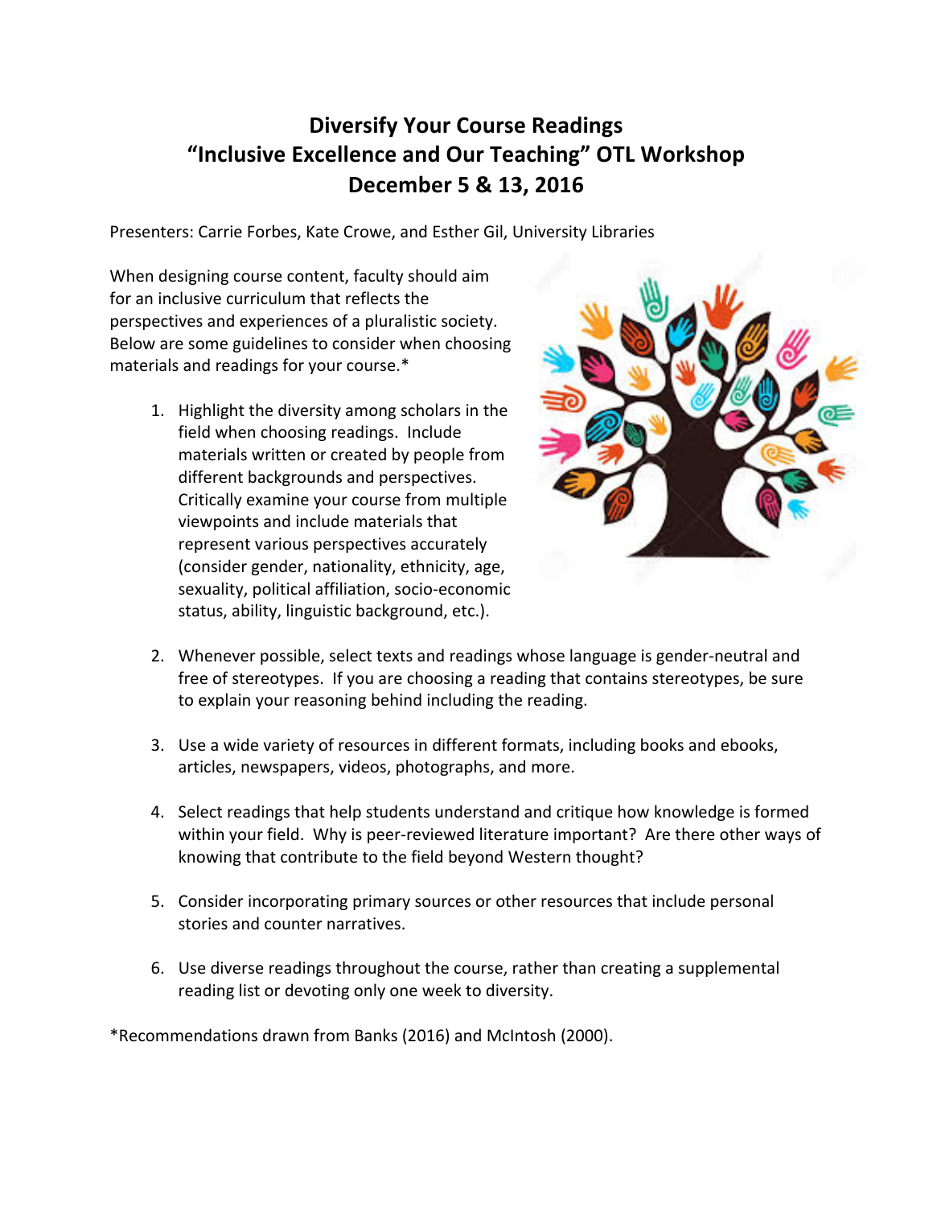# Diversify Your Course Readings
# "Inclusive Excellence and Our Teaching" OTL Workshop
# December 5 & 13, 2016

Presenters: Carrie Forbes, Kate Crowe, and Esther Gil, University Libraries

When designing course content, faculty should aim for an inclusive curriculum that reflects the perspectives and experiences of a pluralistic society. Below are some guidelines to consider when choosing materials and readings for your course.*

1. Highlight the diversity among scholars in the field when choosing readings. Include materials written or created by people from different backgrounds and perspectives. Critically examine your course from multiple viewpoints and include materials that represent various perspectives accurately (consider gender, nationality, ethnicity, age, sexuality, political affiliation, socio-economic status, ability, linguistic background, etc.).

2. Whenever possible, select texts and readings whose language is gender-neutral and free of stereotypes. If you are choosing a reading that contains stereotypes, be sure to explain your reasoning behind including the reading.

3. Use a wide variety of resources in different formats, including books and ebooks, articles, newspapers, videos, photographs, and more.

4. Select readings that help students understand and critique how knowledge is formed within your field. Why is peer-reviewed literature important? Are there other ways of knowing that contribute to the field beyond Western thought?

5. Consider incorporating primary sources or other resources that include personal stories and counter narratives.

6. Use diverse readings throughout the course, rather than creating a supplemental reading list or devoting only one week to diversity.

*Recommendations drawn from Banks (2016) and McIntosh (2000).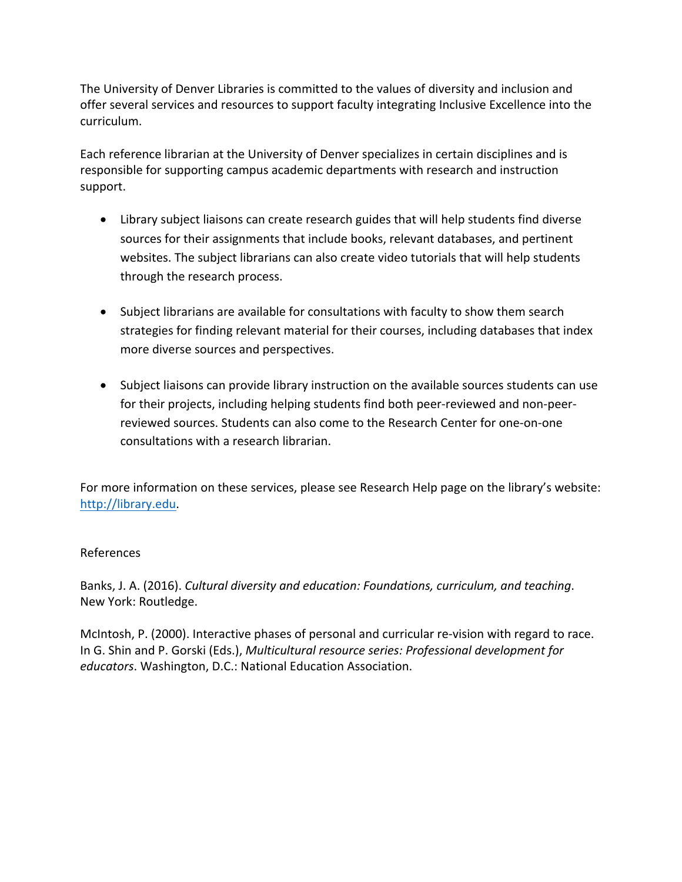The University of Denver Libraries is committed to the values of diversity and inclusion and offer several services and resources to support faculty integrating Inclusive Excellence into the curriculum.

Each reference librarian at the University of Denver specializes in certain disciplines and is responsible for supporting campus academic departments with research and instruction support.

- Library subject liaisons can create research guides that will help students find diverse sources for their assignments that include books, relevant databases, and pertinent websites. The subject librarians can also create video tutorials that will help students through the research process.
- Subject librarians are available for consultations with faculty to show them search strategies for finding relevant material for their courses, including databases that index more diverse sources and perspectives.
- Subject liaisons can provide library instruction on the available sources students can use for their projects, including helping students find both peer-reviewed and non-peer-reviewed sources. Students can also come to the Research Center for one-on-one consultations with a research librarian.

For more information on these services, please see Research Help page on the library's website: [http://library.edu](http://library.edu).

References

Banks, J. A. (2016). *Cultural diversity and education: Foundations, curriculum, and teaching*. New York: Routledge.

McIntosh, P. (2000). Interactive phases of personal and curricular re-vision with regard to race. In G. Shin and P. Gorski (Eds.), *Multicultural resource series: Professional development for educators*. Washington, D.C.: National Education Association.